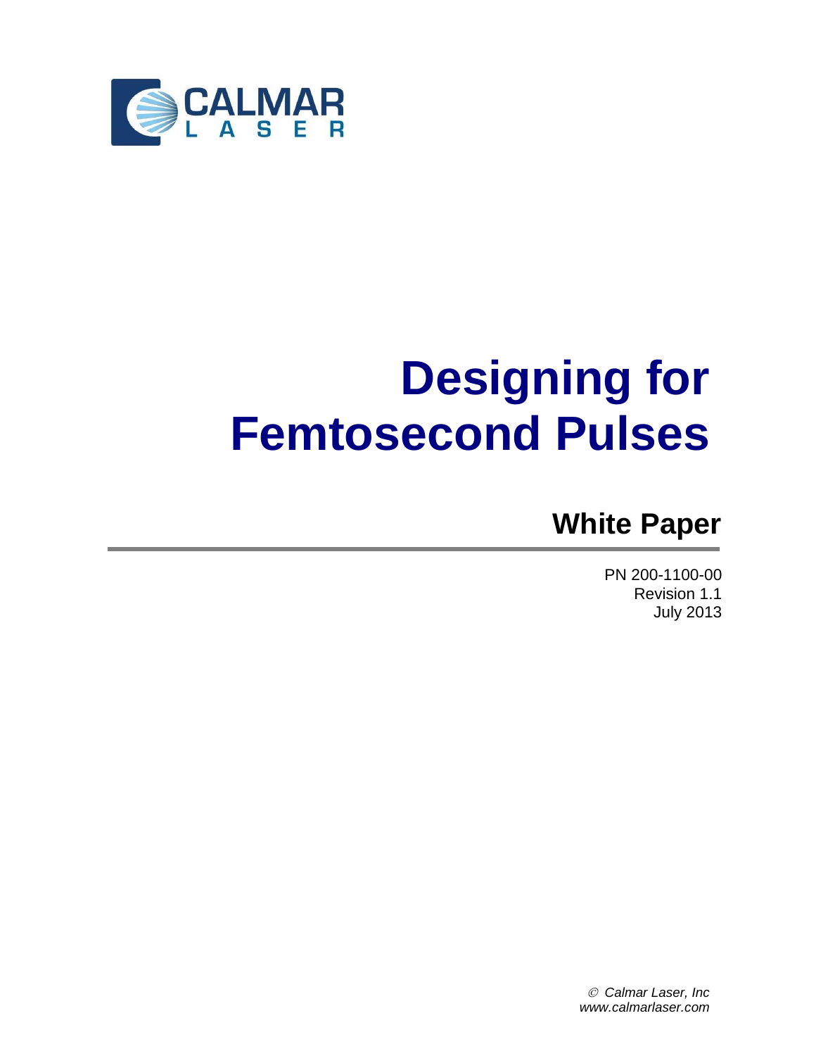CALMAR LASER

# Designing for Femtosecond Pulses

## White Paper

PN 200-1100-00
Revision 1.1
July 2013

*© Calmar Laser, Inc*
*www.calmarlaser.com*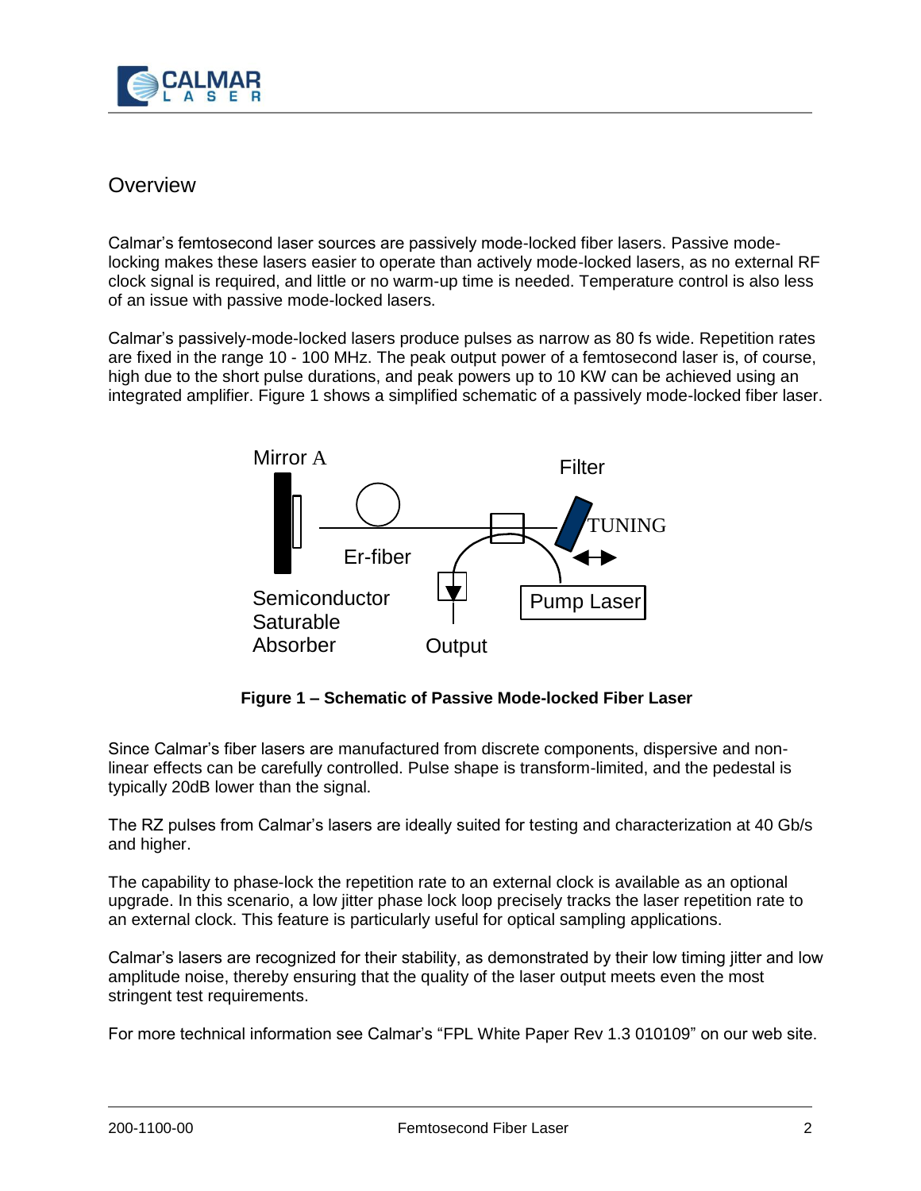## Overview

Calmar's femtosecond laser sources are passively mode-locked fiber lasers. Passive mode-locking makes these lasers easier to operate than actively mode-locked lasers, as no external RF clock signal is required, and little or no warm-up time is needed. Temperature control is also less of an issue with passive mode-locked lasers.

Calmar's passively-mode-locked lasers produce pulses as narrow as 80 fs wide. Repetition rates are fixed in the range 10 - 100 MHz. The peak output power of a femtosecond laser is, of course, high due to the short pulse durations, and peak powers up to 10 KW can be achieved using an integrated amplifier. Figure 1 shows a simplified schematic of a passively mode-locked fiber laser.

Mirror A

Filter

TUNING

Er-fiber

Semiconductor Saturable Absorber

Pump Laser

Output

**Figure 1 – Schematic of Passive Mode-locked Fiber Laser**

Since Calmar's fiber lasers are manufactured from discrete components, dispersive and non-linear effects can be carefully controlled. Pulse shape is transform-limited, and the pedestal is typically 20dB lower than the signal.

The RZ pulses from Calmar's lasers are ideally suited for testing and characterization at 40 Gb/s and higher.

The capability to phase-lock the repetition rate to an external clock is available as an optional upgrade. In this scenario, a low jitter phase lock loop precisely tracks the laser repetition rate to an external clock. This feature is particularly useful for optical sampling applications.

Calmar's lasers are recognized for their stability, as demonstrated by their low timing jitter and low amplitude noise, thereby ensuring that the quality of the laser output meets even the most stringent test requirements.

For more technical information see Calmar's "FPL White Paper Rev 1.3 010109" on our web site.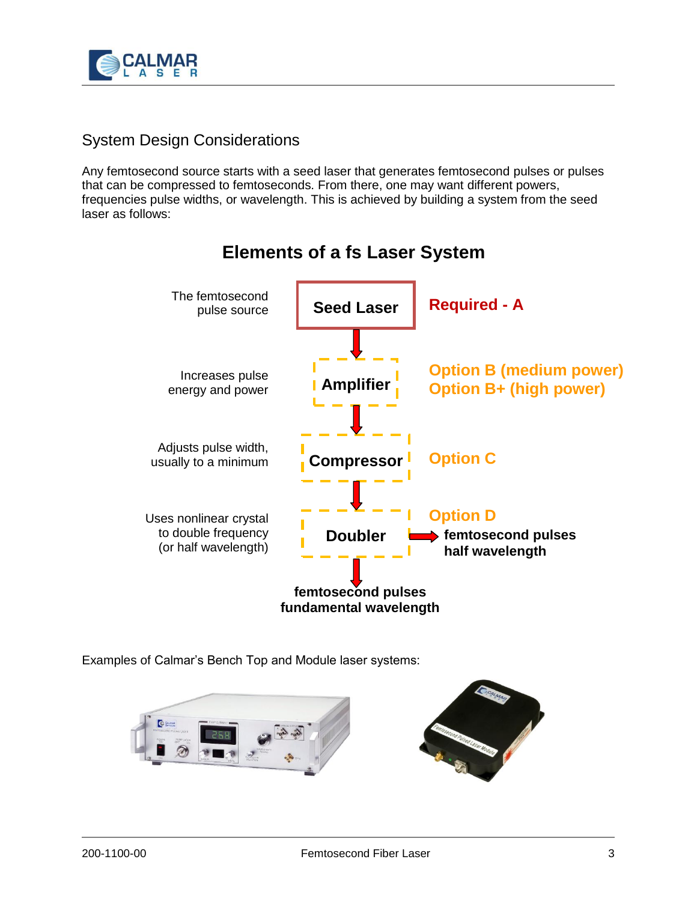## System Design Considerations

Any femtosecond source starts with a seed laser that generates femtosecond pulses or pulses that can be compressed to femtoseconds. From there, one may want different powers, frequencies pulse widths, or wavelength. This is achieved by building a system from the seed laser as follows:

### Elements of a fs Laser System

| Function | Element | Status |
|---|---|---|
| The femtosecond pulse source | **Seed Laser** | **Required - A** |
| Increases pulse energy and power | **Amplifier** | **Option B (medium power)** **Option B+ (high power)** |
| Adjusts pulse width, usually to a minimum | **Compressor** | **Option C** |
| Uses nonlinear crystal to double frequency (or half wavelength) | **Doubler** | **Option D** → **femtosecond pulses half wavelength** |

**femtosecond pulses fundamental wavelength**

Examples of Calmar's Bench Top and Module laser systems: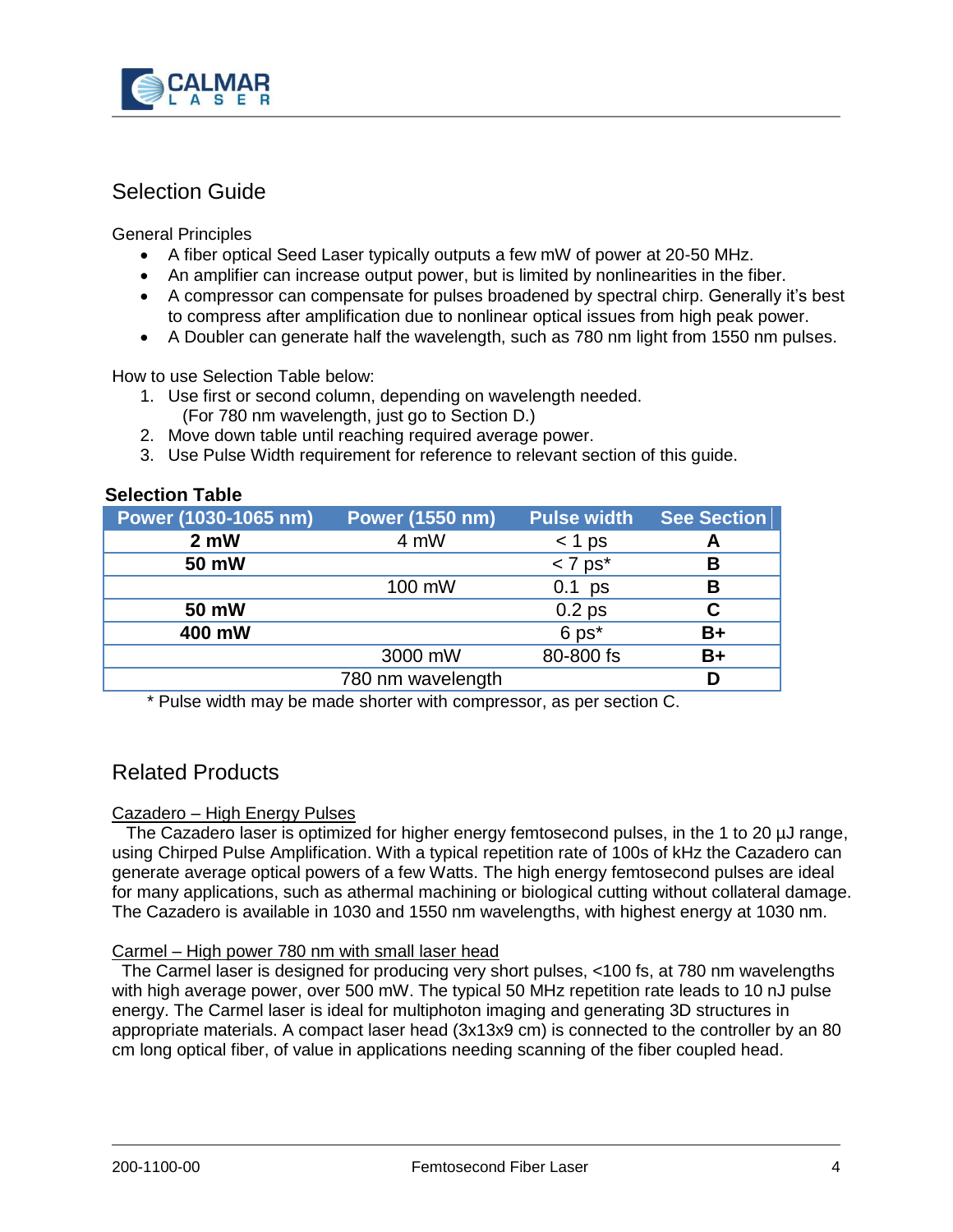## Selection Guide

General Principles

- A fiber optical Seed Laser typically outputs a few mW of power at 20-50 MHz.
- An amplifier can increase output power, but is limited by nonlinearities in the fiber.
- A compressor can compensate for pulses broadened by spectral chirp. Generally it's best to compress after amplification due to nonlinear optical issues from high peak power.
- A Doubler can generate half the wavelength, such as 780 nm light from 1550 nm pulses.

How to use Selection Table below:

1. Use first or second column, depending on wavelength needed.
   (For 780 nm wavelength, just go to Section D.)
2. Move down table until reaching required average power.
3. Use Pulse Width requirement for reference to relevant section of this guide.

**Selection Table**

| Power (1030-1065 nm) | Power (1550 nm) | Pulse width | See Section |
|---|---|---|---|
| **2 mW** | 4 mW | < 1 ps | **A** |
| **50 mW** | | < 7 ps* | **B** |
| | 100 mW | 0.1 ps | **B** |
| **50 mW** | | 0.2 ps | **C** |
| **400 mW** | | 6 ps* | **B+** |
| | 3000 mW | 80-800 fs | **B+** |
| 780 nm wavelength | | | **D** |

\* Pulse width may be made shorter with compressor, as per section C.

## Related Products

Cazadero – High Energy Pulses

The Cazadero laser is optimized for higher energy femtosecond pulses, in the 1 to 20 µJ range, using Chirped Pulse Amplification. With a typical repetition rate of 100s of kHz the Cazadero can generate average optical powers of a few Watts. The high energy femtosecond pulses are ideal for many applications, such as athermal machining or biological cutting without collateral damage. The Cazadero is available in 1030 and 1550 nm wavelengths, with highest energy at 1030 nm.

Carmel – High power 780 nm with small laser head

The Carmel laser is designed for producing very short pulses, <100 fs, at 780 nm wavelengths with high average power, over 500 mW. The typical 50 MHz repetition rate leads to 10 nJ pulse energy. The Carmel laser is ideal for multiphoton imaging and generating 3D structures in appropriate materials. A compact laser head (3x13x9 cm) is connected to the controller by an 80 cm long optical fiber, of value in applications needing scanning of the fiber coupled head.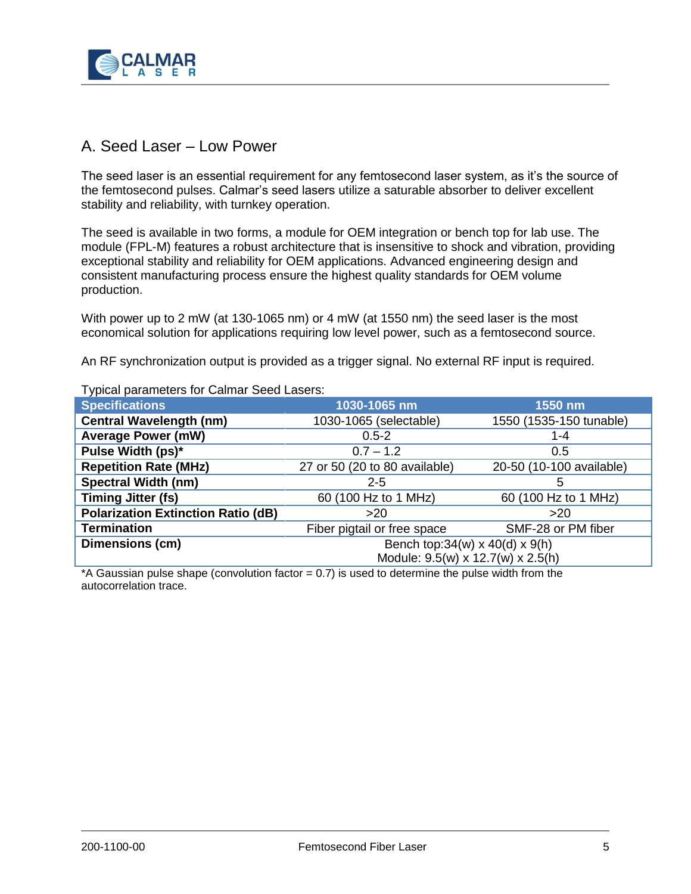## A. Seed Laser – Low Power

The seed laser is an essential requirement for any femtosecond laser system, as it's the source of the femtosecond pulses. Calmar's seed lasers utilize a saturable absorber to deliver excellent stability and reliability, with turnkey operation.

The seed is available in two forms, a module for OEM integration or bench top for lab use. The module (FPL-M) features a robust architecture that is insensitive to shock and vibration, providing exceptional stability and reliability for OEM applications. Advanced engineering design and consistent manufacturing process ensure the highest quality standards for OEM volume production.

With power up to 2 mW (at 130-1065 nm) or 4 mW (at 1550 nm) the seed laser is the most economical solution for applications requiring low level power, such as a femtosecond source.

An RF synchronization output is provided as a trigger signal. No external RF input is required.

Typical parameters for Calmar Seed Lasers:

| Specifications | 1030-1065 nm | 1550 nm |
| --- | --- | --- |
| **Central Wavelength (nm)** | 1030-1065 (selectable) | 1550 (1535-150 tunable) |
| **Average Power (mW)** | 0.5-2 | 1-4 |
| **Pulse Width (ps)*** | 0.7 – 1.2 | 0.5 |
| **Repetition Rate (MHz)** | 27 or 50 (20 to 80 available) | 20-50 (10-100 available) |
| **Spectral Width (nm)** | 2-5 | 5 |
| **Timing Jitter (fs)** | 60 (100 Hz to 1 MHz) | 60 (100 Hz to 1 MHz) |
| **Polarization Extinction Ratio (dB)** | >20 | >20 |
| **Termination** | Fiber pigtail or free space | SMF-28 or PM fiber |
| **Dimensions (cm)** | Bench top:34(w) x 40(d) x 9(h)<br>Module: 9.5(w) x 12.7(w) x 2.5(h) | |

*A Gaussian pulse shape (convolution factor = 0.7) is used to determine the pulse width from the autocorrelation trace.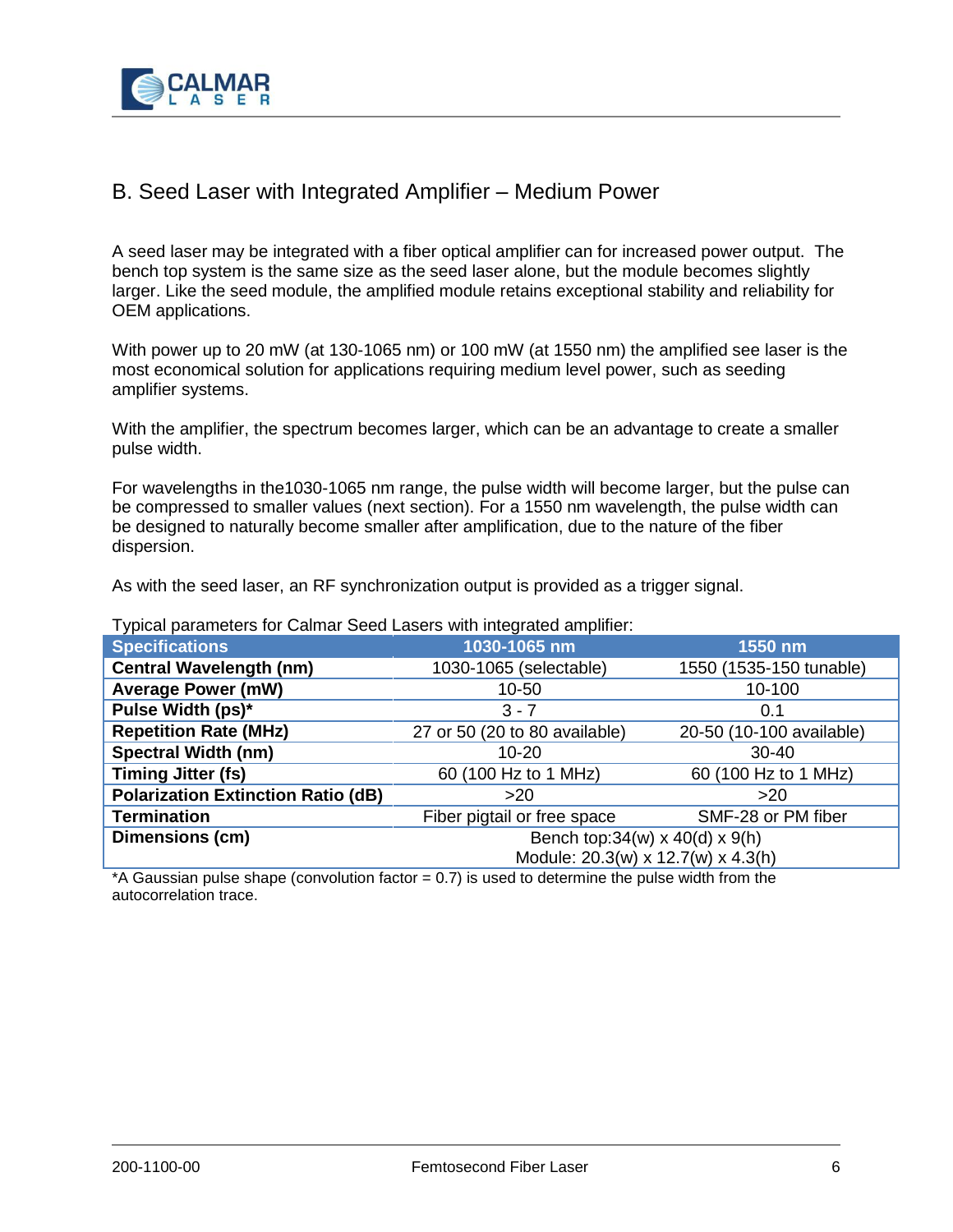## B. Seed Laser with Integrated Amplifier – Medium Power

A seed laser may be integrated with a fiber optical amplifier can for increased power output. The bench top system is the same size as the seed laser alone, but the module becomes slightly larger. Like the seed module, the amplified module retains exceptional stability and reliability for OEM applications.

With power up to 20 mW (at 130-1065 nm) or 100 mW (at 1550 nm) the amplified see laser is the most economical solution for applications requiring medium level power, such as seeding amplifier systems.

With the amplifier, the spectrum becomes larger, which can be an advantage to create a smaller pulse width.

For wavelengths in the1030-1065 nm range, the pulse width will become larger, but the pulse can be compressed to smaller values (next section). For a 1550 nm wavelength, the pulse width can be designed to naturally become smaller after amplification, due to the nature of the fiber dispersion.

As with the seed laser, an RF synchronization output is provided as a trigger signal.

Typical parameters for Calmar Seed Lasers with integrated amplifier:

| Specifications | 1030-1065 nm | 1550 nm |
|---|---|---|
| **Central Wavelength (nm)** | 1030-1065 (selectable) | 1550 (1535-150 tunable) |
| **Average Power (mW)** | 10-50 | 10-100 |
| **Pulse Width (ps)*** | 3 - 7 | 0.1 |
| **Repetition Rate (MHz)** | 27 or 50 (20 to 80 available) | 20-50 (10-100 available) |
| **Spectral Width (nm)** | 10-20 | 30-40 |
| **Timing Jitter (fs)** | 60 (100 Hz to 1 MHz) | 60 (100 Hz to 1 MHz) |
| **Polarization Extinction Ratio (dB)** | >20 | >20 |
| **Termination** | Fiber pigtail or free space | SMF-28 or PM fiber |
| **Dimensions (cm)** | Bench top:34(w) x 40(d) x 9(h) Module: 20.3(w) x 12.7(w) x 4.3(h) | |

*A Gaussian pulse shape (convolution factor = 0.7) is used to determine the pulse width from the autocorrelation trace.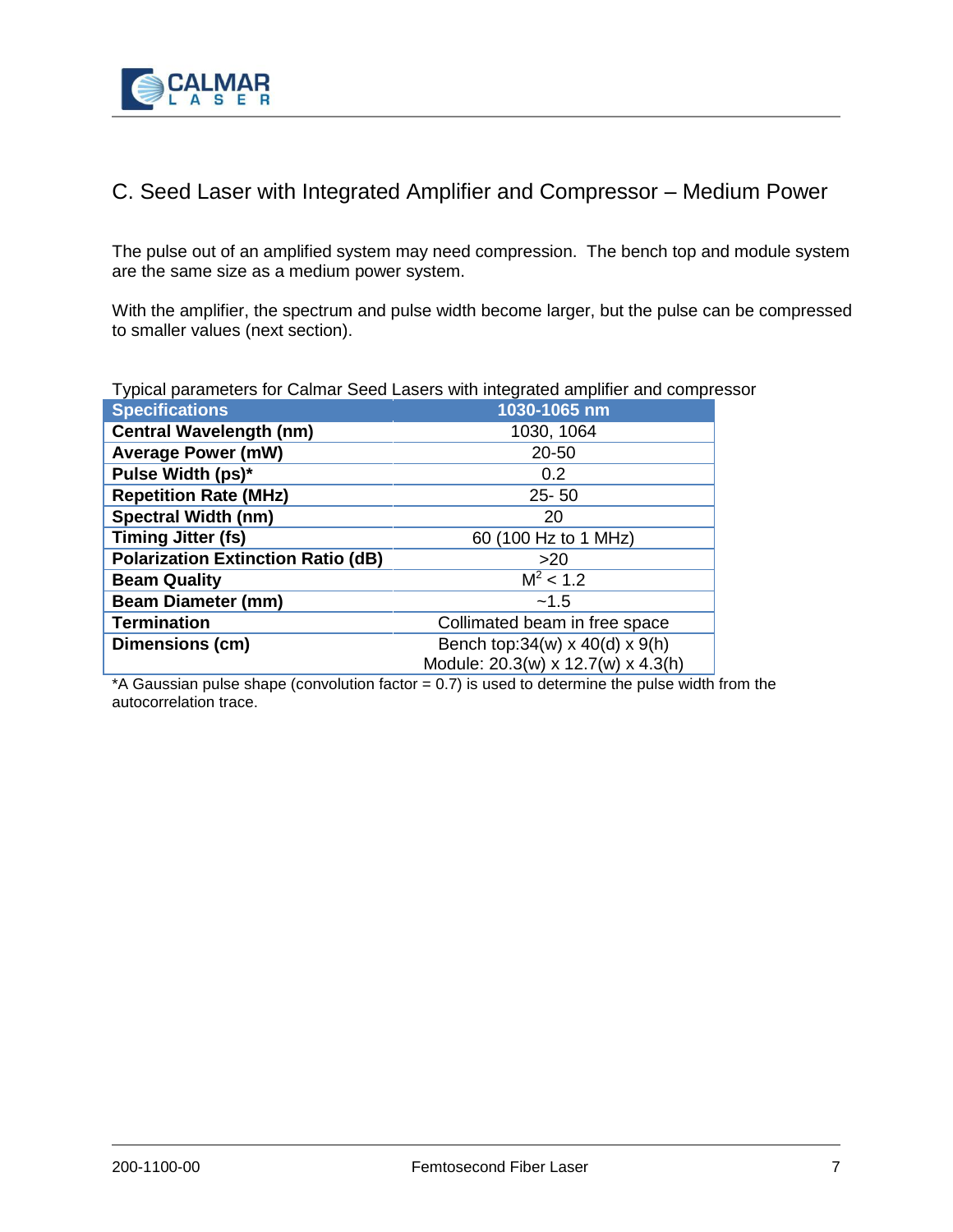## C. Seed Laser with Integrated Amplifier and Compressor – Medium Power

The pulse out of an amplified system may need compression. The bench top and module system are the same size as a medium power system.

With the amplifier, the spectrum and pulse width become larger, but the pulse can be compressed to smaller values (next section).

Typical parameters for Calmar Seed Lasers with integrated amplifier and compressor

| Specifications | 1030-1065 nm |
|---|---|
| **Central Wavelength (nm)** | 1030, 1064 |
| **Average Power (mW)** | 20-50 |
| **Pulse Width (ps)*** | 0.2 |
| **Repetition Rate (MHz)** | 25- 50 |
| **Spectral Width (nm)** | 20 |
| **Timing Jitter (fs)** | 60 (100 Hz to 1 MHz) |
| **Polarization Extinction Ratio (dB)** | >20 |
| **Beam Quality** | $M^2 < 1.2$ |
| **Beam Diameter (mm)** | ~1.5 |
| **Termination** | Collimated beam in free space |
| **Dimensions (cm)** | Bench top:34(w) x 40(d) x 9(h)<br>Module: 20.3(w) x 12.7(w) x 4.3(h) |

*A Gaussian pulse shape (convolution factor = 0.7) is used to determine the pulse width from the autocorrelation trace.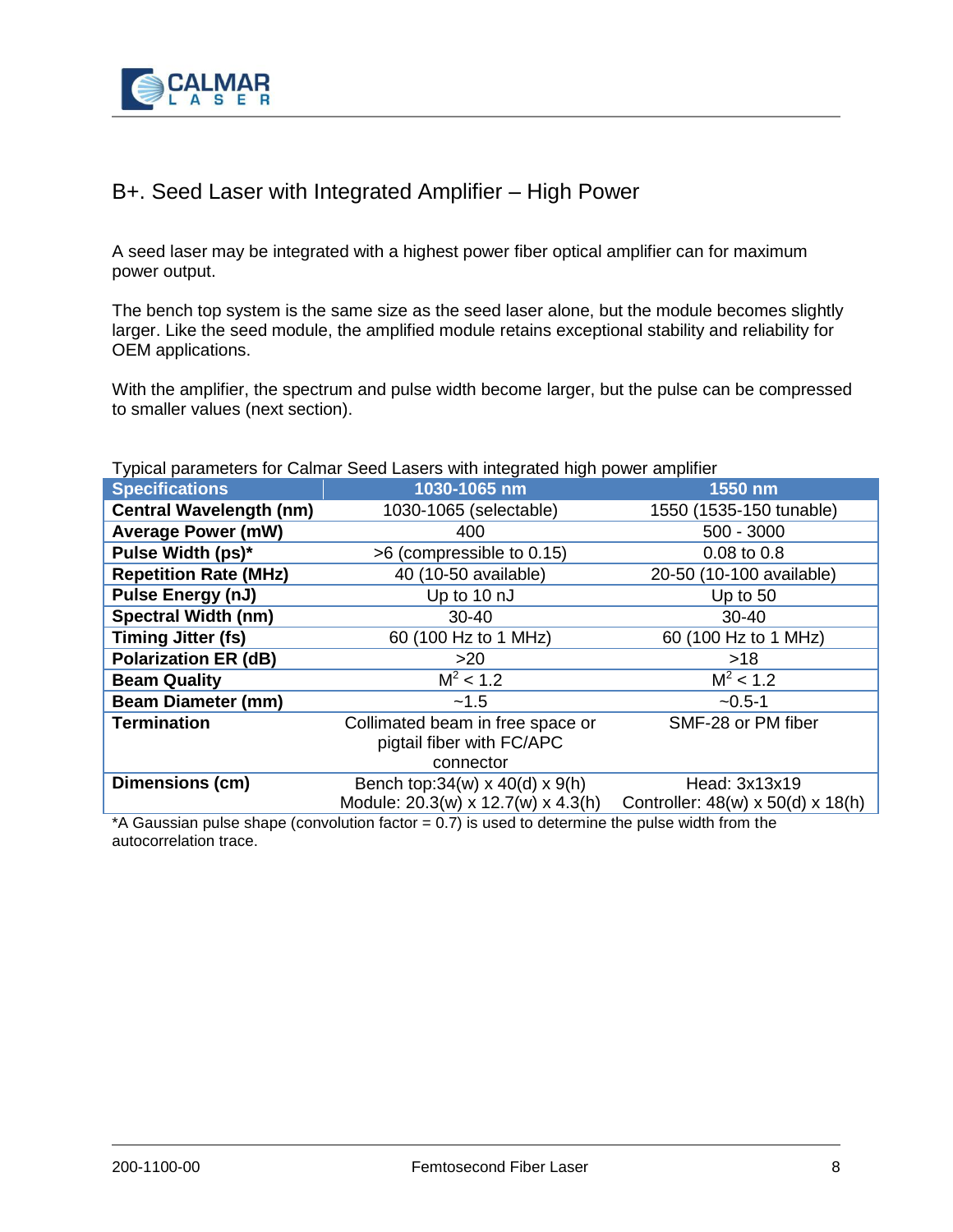## B+. Seed Laser with Integrated Amplifier – High Power

A seed laser may be integrated with a highest power fiber optical amplifier can for maximum power output.

The bench top system is the same size as the seed laser alone, but the module becomes slightly larger. Like the seed module, the amplified module retains exceptional stability and reliability for OEM applications.

With the amplifier, the spectrum and pulse width become larger, but the pulse can be compressed to smaller values (next section).

Typical parameters for Calmar Seed Lasers with integrated high power amplifier

| Specifications | 1030-1065 nm | 1550 nm |
|---|---|---|
| **Central Wavelength (nm)** | 1030-1065 (selectable) | 1550 (1535-150 tunable) |
| **Average Power (mW)** | 400 | 500 - 3000 |
| **Pulse Width (ps)*** | >6 (compressible to 0.15) | 0.08 to 0.8 |
| **Repetition Rate (MHz)** | 40 (10-50 available) | 20-50 (10-100 available) |
| **Pulse Energy (nJ)** | Up to 10 nJ | Up to 50 |
| **Spectral Width (nm)** | 30-40 | 30-40 |
| **Timing Jitter (fs)** | 60 (100 Hz to 1 MHz) | 60 (100 Hz to 1 MHz) |
| **Polarization ER (dB)** | >20 | >18 |
| **Beam Quality** | $M^2 < 1.2$ | $M^2 < 1.2$ |
| **Beam Diameter (mm)** | ~1.5 | ~0.5-1 |
| **Termination** | Collimated beam in free space or pigtail fiber with FC/APC connector | SMF-28 or PM fiber |
| **Dimensions (cm)** | Bench top:34(w) x 40(d) x 9(h) Module: 20.3(w) x 12.7(w) x 4.3(h) | Head: 3x13x19 Controller: 48(w) x 50(d) x 18(h) |

*A Gaussian pulse shape (convolution factor = 0.7) is used to determine the pulse width from the autocorrelation trace.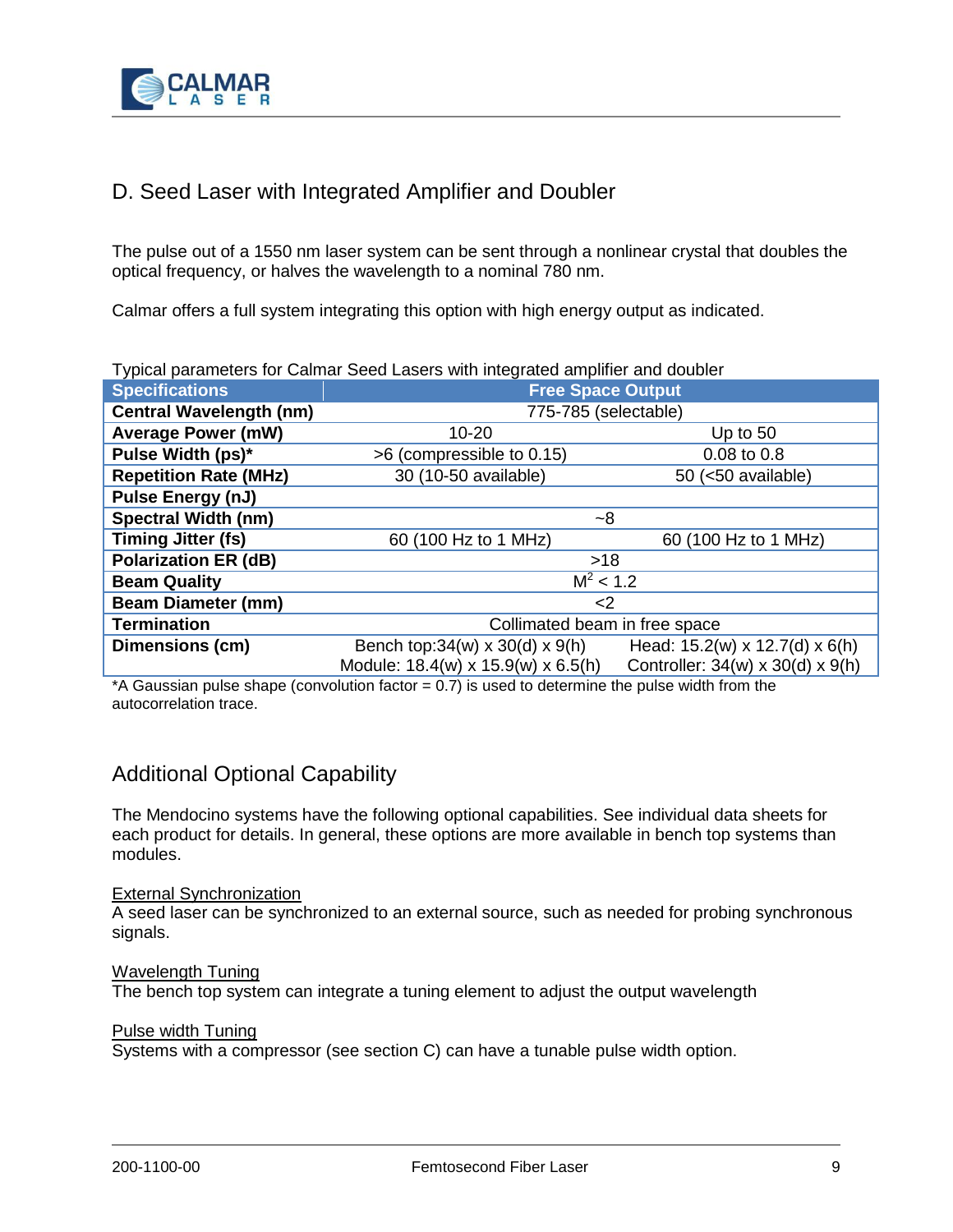## D. Seed Laser with Integrated Amplifier and Doubler

The pulse out of a 1550 nm laser system can be sent through a nonlinear crystal that doubles the optical frequency, or halves the wavelength to a nominal 780 nm.

Calmar offers a full system integrating this option with high energy output as indicated.

Typical parameters for Calmar Seed Lasers with integrated amplifier and doubler

| Specifications | Free Space Output | |
|---|---|---|
| **Central Wavelength (nm)** | 775-785 (selectable) | |
| **Average Power (mW)** | 10-20 | Up to 50 |
| **Pulse Width (ps)*** | >6 (compressible to 0.15) | 0.08 to 0.8 |
| **Repetition Rate (MHz)** | 30 (10-50 available) | 50 (<50 available) |
| **Pulse Energy (nJ)** | | |
| **Spectral Width (nm)** | ~8 | |
| **Timing Jitter (fs)** | 60 (100 Hz to 1 MHz) | 60 (100 Hz to 1 MHz) |
| **Polarization ER (dB)** | >18 | |
| **Beam Quality** | $M^2 < 1.2$ | |
| **Beam Diameter (mm)** | <2 | |
| **Termination** | Collimated beam in free space | |
| **Dimensions (cm)** | Bench top:34(w) x 30(d) x 9(h)<br>Module: 18.4(w) x 15.9(w) x 6.5(h) | Head: 15.2(w) x 12.7(d) x 6(h)<br>Controller: 34(w) x 30(d) x 9(h) |

*A Gaussian pulse shape (convolution factor = 0.7) is used to determine the pulse width from the autocorrelation trace.

## Additional Optional Capability

The Mendocino systems have the following optional capabilities. See individual data sheets for each product for details. In general, these options are more available in bench top systems than modules.

External Synchronization
A seed laser can be synchronized to an external source, such as needed for probing synchronous signals.

Wavelength Tuning
The bench top system can integrate a tuning element to adjust the output wavelength

Pulse width Tuning
Systems with a compressor (see section C) can have a tunable pulse width option.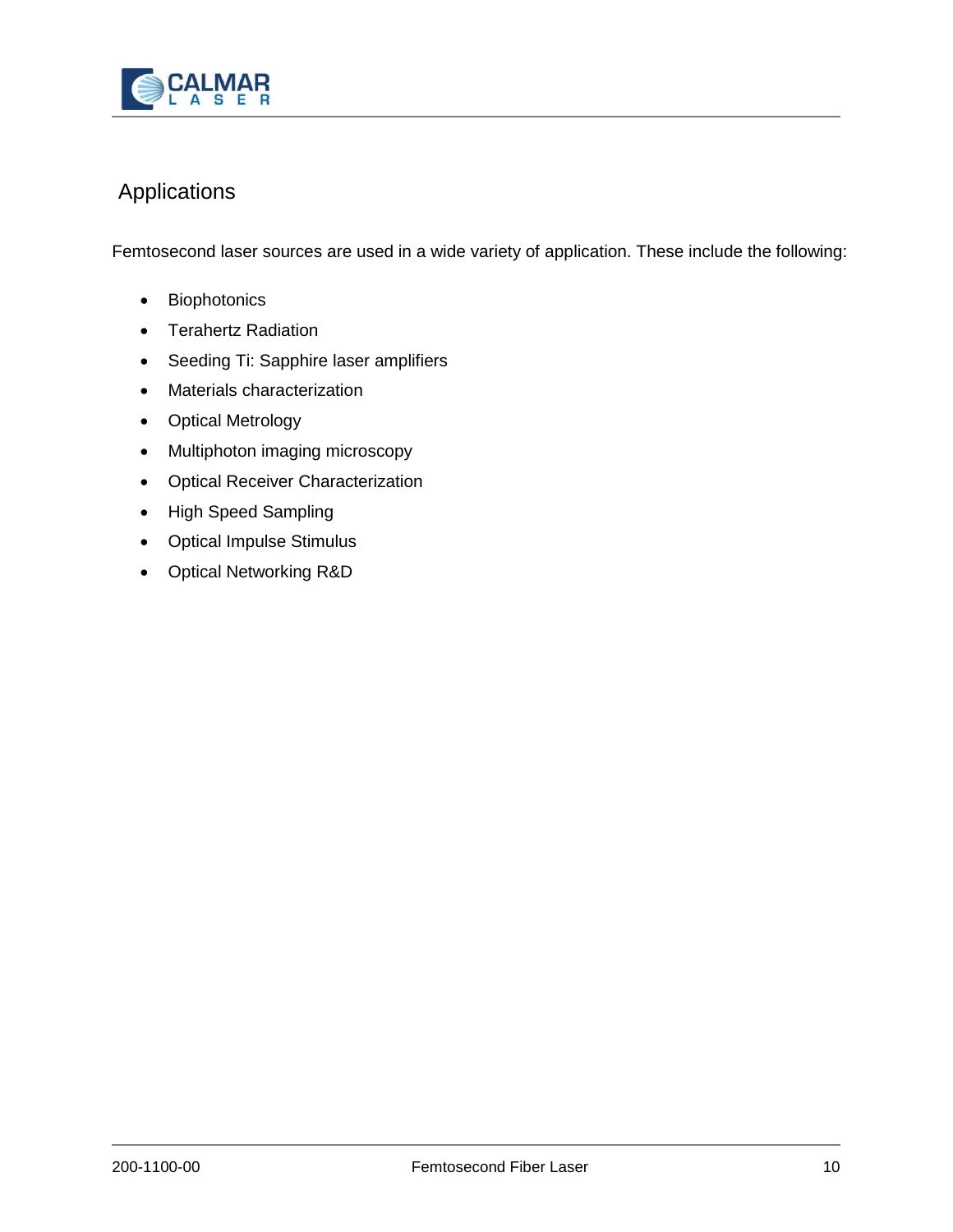## Applications

Femtosecond laser sources are used in a wide variety of application. These include the following:

- Biophotonics
- Terahertz Radiation
- Seeding Ti: Sapphire laser amplifiers
- Materials characterization
- Optical Metrology
- Multiphoton imaging microscopy
- Optical Receiver Characterization
- High Speed Sampling
- Optical Impulse Stimulus
- Optical Networking R&D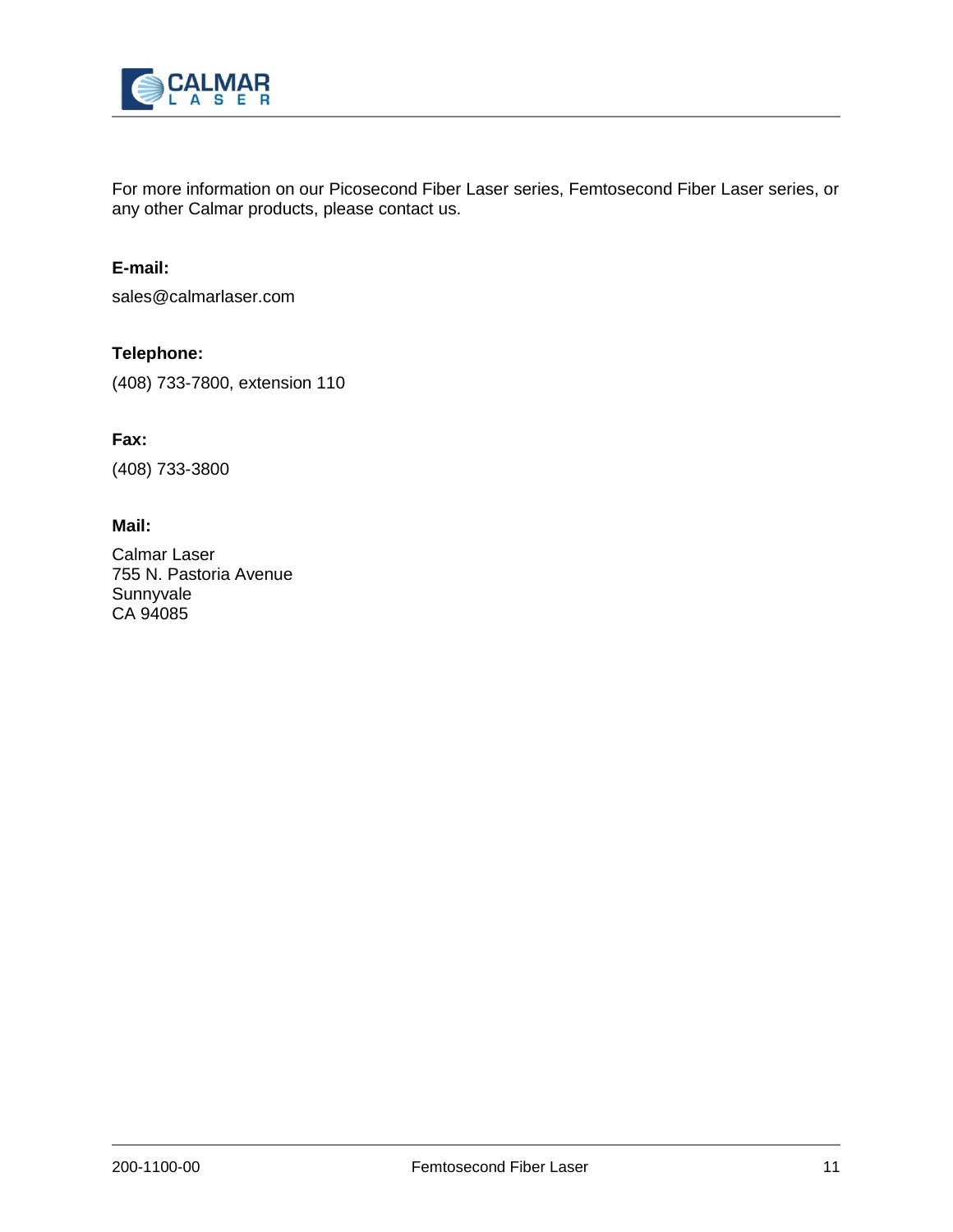For more information on our Picosecond Fiber Laser series, Femtosecond Fiber Laser series, or any other Calmar products, please contact us.

**E-mail:**

sales@calmarlaser.com

**Telephone:**

(408) 733-7800, extension 110

**Fax:**

(408) 733-3800

**Mail:**

Calmar Laser
755 N. Pastoria Avenue
Sunnyvale
CA 94085